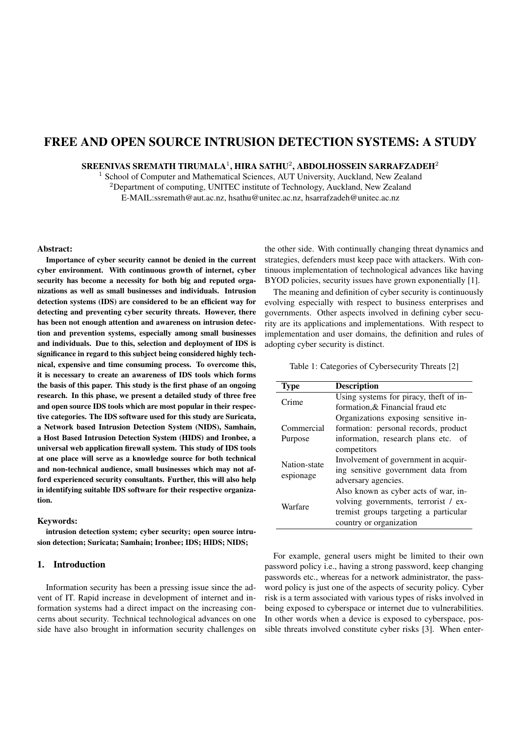# FREE AND OPEN SOURCE INTRUSION DETECTION SYSTEMS: A STUDY

**SREENIVAS SREMATH TIRUMALA[1], HIRA SATHU[2], ABDOLHOSSEIN SARRAFZADEH[2]**

[1] School of Computer and Mathematical Sciences, AUT University, Auckland, New Zealand
[2]Department of computing, UNITEC institute of Technology, Auckland, New Zealand
E-MAIL:ssremath@aut.ac.nz, hsathu@unitec.ac.nz, hsarrafzadeh@unitec.ac.nz

### Abstract:

**Importance of cyber security cannot be denied in the current cyber environment. With continuous growth of internet, cyber security has become a necessity for both big and reputed organizations as well as small businesses and individuals. Intrusion detection systems (IDS) are considered to be an efficient way for detecting and preventing cyber security threats. However, there has been not enough attention and awareness on intrusion detection and prevention systems, especially among small businesses and individuals. Due to this, selection and deployment of IDS is significance in regard to this subject being considered highly technical, expensive and time consuming process. To overcome this, it is necessary to create an awareness of IDS tools which forms the basis of this paper. This study is the first phase of an ongoing research. In this phase, we present a detailed study of three free and open source IDS tools which are most popular in their respective categories. The IDS software used for this study are Suricata, a Network based Intrusion Detection System (NIDS), Samhain, a Host Based Intrusion Detection System (HIDS) and Ironbee, a universal web application firewall system. This study of IDS tools at one place will serve as a knowledge source for both technical and non-technical audience, small businesses which may not afford experienced security consultants. Further, this will also help in identifying suitable IDS software for their respective organization.**

### Keywords:

**intrusion detection system; cyber security; open source intrusion detection; Suricata; Samhain; Ironbee; IDS; HIDS; NIDS;**

## 1. Introduction

Information security has been a pressing issue since the advent of IT. Rapid increase in development of internet and information systems had a direct impact on the increasing concerns about security. Technical technological advances on one side have also brought in information security challenges on the other side. With continually changing threat dynamics and strategies, defenders must keep pace with attackers. With continuous implementation of technological advances like having BYOD policies, security issues have grown exponentially [1].

The meaning and definition of cyber security is continuously evolving especially with respect to business enterprises and governments. Other aspects involved in defining cyber security are its applications and implementations. With respect to implementation and user domains, the definition and rules of adopting cyber security is distinct.

Table 1: Categories of Cybersecurity Threats [2]

| Type | Description |
|---|---|
| Crime | Using systems for piracy, theft of information,& Financial fraud etc |
| Commercial Purpose | Organizations exposing sensitive information: personal records, product information, research plans etc. of competitors |
| Nation-state espionage | Involvement of government in acquiring sensitive government data from adversary agencies. |
| Warfare | Also known as cyber acts of war, involving governments, terrorist / extremist groups targeting a particular country or organization |

For example, general users might be limited to their own password policy i.e., having a strong password, keep changing passwords etc., whereas for a network administrator, the password policy is just one of the aspects of security policy. Cyber risk is a term associated with various types of risks involved in being exposed to cyberspace or internet due to vulnerabilities. In other words when a device is exposed to cyberspace, possible threats involved constitute cyber risks [3]. When enter-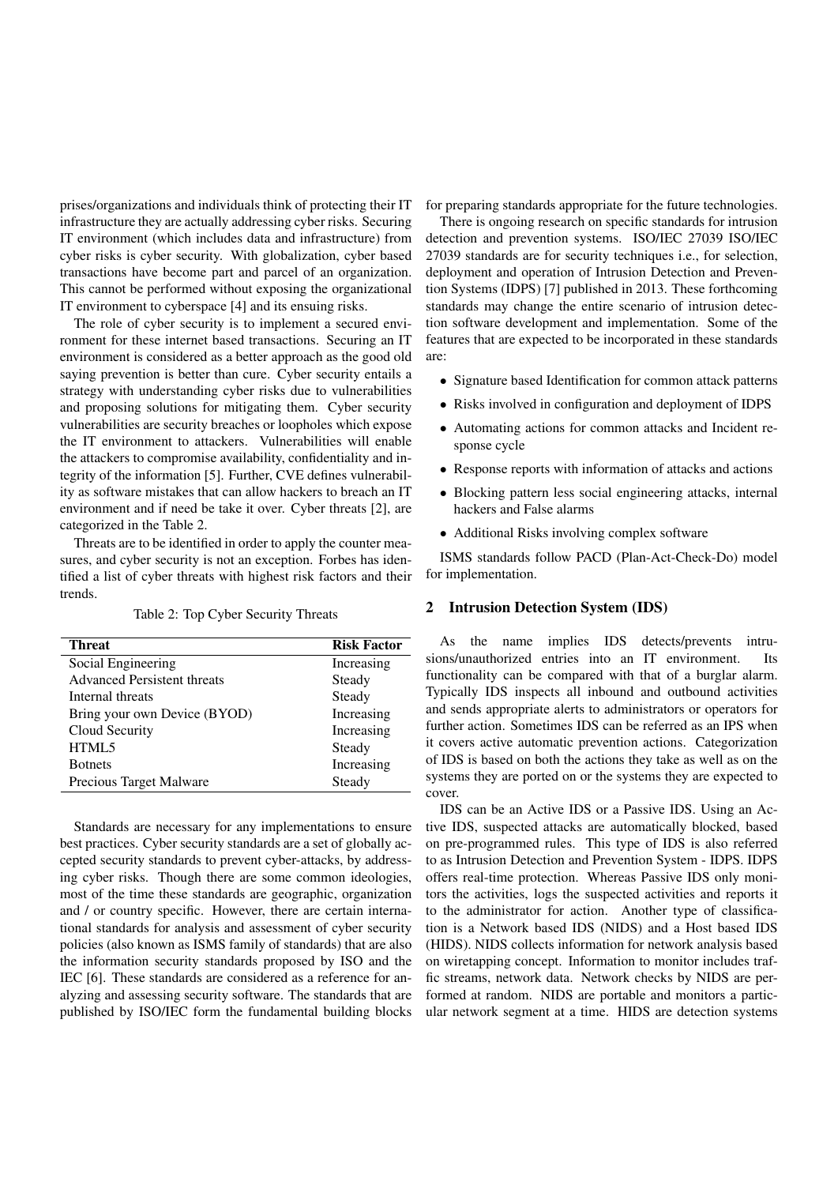prises/organizations and individuals think of protecting their IT infrastructure they are actually addressing cyber risks. Securing IT environment (which includes data and infrastructure) from cyber risks is cyber security. With globalization, cyber based transactions have become part and parcel of an organization. This cannot be performed without exposing the organizational IT environment to cyberspace [4] and its ensuing risks.

The role of cyber security is to implement a secured environment for these internet based transactions. Securing an IT environment is considered as a better approach as the good old saying prevention is better than cure. Cyber security entails a strategy with understanding cyber risks due to vulnerabilities and proposing solutions for mitigating them. Cyber security vulnerabilities are security breaches or loopholes which expose the IT environment to attackers. Vulnerabilities will enable the attackers to compromise availability, confidentiality and integrity of the information [5]. Further, CVE defines vulnerability as software mistakes that can allow hackers to breach an IT environment and if need be take it over. Cyber threats [2], are categorized in the Table 2.

Threats are to be identified in order to apply the counter measures, and cyber security is not an exception. Forbes has identified a list of cyber threats with highest risk factors and their trends.

Table 2: Top Cyber Security Threats

| Threat | Risk Factor |
|---|---|
| Social Engineering | Increasing |
| Advanced Persistent threats | Steady |
| Internal threats | Steady |
| Bring your own Device (BYOD) | Increasing |
| Cloud Security | Increasing |
| HTML5 | Steady |
| Botnets | Increasing |
| Precious Target Malware | Steady |

Standards are necessary for any implementations to ensure best practices. Cyber security standards are a set of globally accepted security standards to prevent cyber-attacks, by addressing cyber risks. Though there are some common ideologies, most of the time these standards are geographic, organization and / or country specific. However, there are certain international standards for analysis and assessment of cyber security policies (also known as ISMS family of standards) that are also the information security standards proposed by ISO and the IEC [6]. These standards are considered as a reference for analyzing and assessing security software. The standards that are published by ISO/IEC form the fundamental building blocks for preparing standards appropriate for the future technologies.

There is ongoing research on specific standards for intrusion detection and prevention systems. ISO/IEC 27039 ISO/IEC 27039 standards are for security techniques i.e., for selection, deployment and operation of Intrusion Detection and Prevention Systems (IDPS) [7] published in 2013. These forthcoming standards may change the entire scenario of intrusion detection software development and implementation. Some of the features that are expected to be incorporated in these standards are:

- Signature based Identification for common attack patterns
- Risks involved in configuration and deployment of IDPS
- Automating actions for common attacks and Incident response cycle
- Response reports with information of attacks and actions
- Blocking pattern less social engineering attacks, internal hackers and False alarms
- Additional Risks involving complex software

ISMS standards follow PACD (Plan-Act-Check-Do) model for implementation.

## 2 Intrusion Detection System (IDS)

As the name implies IDS detects/prevents intrusions/unauthorized entries into an IT environment. Its functionality can be compared with that of a burglar alarm. Typically IDS inspects all inbound and outbound activities and sends appropriate alerts to administrators or operators for further action. Sometimes IDS can be referred as an IPS when it covers active automatic prevention actions. Categorization of IDS is based on both the actions they take as well as on the systems they are ported on or the systems they are expected to cover.

IDS can be an Active IDS or a Passive IDS. Using an Active IDS, suspected attacks are automatically blocked, based on pre-programmed rules. This type of IDS is also referred to as Intrusion Detection and Prevention System - IDPS. IDPS offers real-time protection. Whereas Passive IDS only monitors the activities, logs the suspected activities and reports it to the administrator for action. Another type of classification is a Network based IDS (NIDS) and a Host based IDS (HIDS). NIDS collects information for network analysis based on wiretapping concept. Information to monitor includes traffic streams, network data. Network checks by NIDS are performed at random. NIDS are portable and monitors a particular network segment at a time. HIDS are detection systems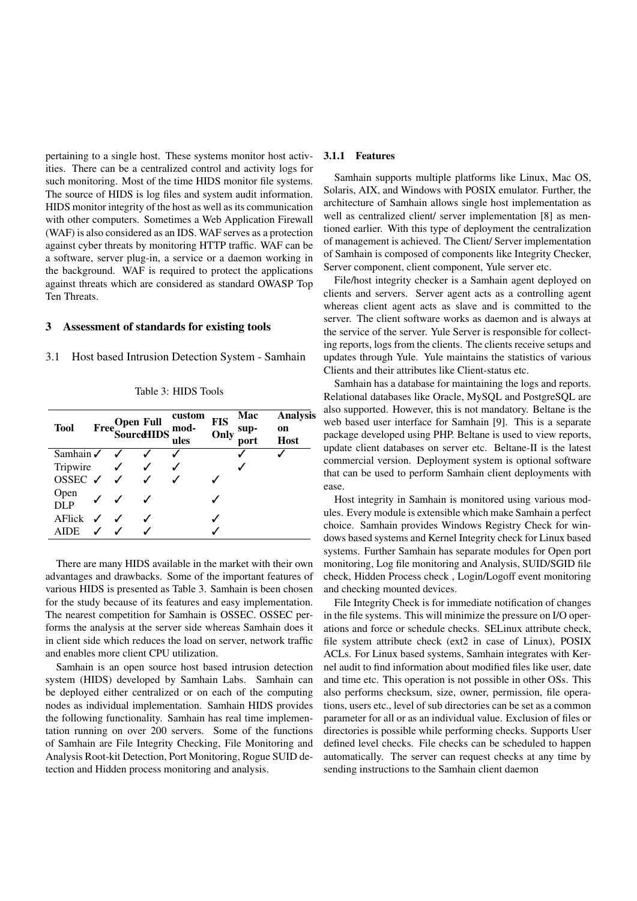pertaining to a single host. These systems monitor host activities. There can be a centralized control and activity logs for such monitoring. Most of the time HIDS monitor file systems. The source of HIDS is log files and system audit information. HIDS monitor integrity of the host as well as its communication with other computers. Sometimes a Web Application Firewall (WAF) is also considered as an IDS. WAF serves as a protection against cyber threats by monitoring HTTP traffic. WAF can be a software, server plug-in, a service or a daemon working in the background. WAF is required to protect the applications against threats which are considered as standard OWASP Top Ten Threats.

## 3 Assessment of standards for existing tools

### 3.1 Host based Intrusion Detection System - Samhain

Table 3: HIDS Tools

| Tool | Free | Open Source | Full HIDS | custom modules | FIS Only | Mac support | Analysis on Host |
|---|---|---|---|---|---|---|---|
| Samhain | ✓ | ✓ | ✓ | ✓ | | ✓ | ✓ |
| Tripwire | | ✓ | ✓ | ✓ | | ✓ | |
| OSSEC | ✓ | ✓ | ✓ | ✓ | ✓ | | |
| Open DLP | ✓ | ✓ | ✓ | | ✓ | | |
| AFlick | ✓ | ✓ | ✓ | | ✓ | | |
| AIDE | ✓ | ✓ | ✓ | | ✓ | | |

There are many HIDS available in the market with their own advantages and drawbacks. Some of the important features of various HIDS is presented as Table 3. Samhain is been chosen for the study because of its features and easy implementation. The nearest competition for Samhain is OSSEC. OSSEC performs the analysis at the server side whereas Samhain does it in client side which reduces the load on server, network traffic and enables more client CPU utilization.

Samhain is an open source host based intrusion detection system (HIDS) developed by Samhain Labs. Samhain can be deployed either centralized or on each of the computing nodes as individual implementation. Samhain HIDS provides the following functionality. Samhain has real time implementation running on over 200 servers. Some of the functions of Samhain are File Integrity Checking, File Monitoring and Analysis Root-kit Detection, Port Monitoring, Rogue SUID detection and Hidden process monitoring and analysis.

#### 3.1.1 Features

Samhain supports multiple platforms like Linux, Mac OS, Solaris, AIX, and Windows with POSIX emulator. Further, the architecture of Samhain allows single host implementation as well as centralized client/ server implementation [8] as mentioned earlier. With this type of deployment the centralization of management is achieved. The Client/ Server implementation of Samhain is composed of components like Integrity Checker, Server component, client component, Yule server etc.

File/host integrity checker is a Samhain agent deployed on clients and servers. Server agent acts as a controlling agent whereas client agent acts as slave and is committed to the server. The client software works as daemon and is always at the service of the server. Yule Server is responsible for collecting reports, logs from the clients. The clients receive setups and updates through Yule. Yule maintains the statistics of various Clients and their attributes like Client-status etc.

Samhain has a database for maintaining the logs and reports. Relational databases like Oracle, MySQL and PostgreSQL are also supported. However, this is not mandatory. Beltane is the web based user interface for Samhain [9]. This is a separate package developed using PHP. Beltane is used to view reports, update client databases on server etc. Beltane-II is the latest commercial version. Deployment system is optional software that can be used to perform Samhain client deployments with ease.

Host integrity in Samhain is monitored using various modules. Every module is extensible which make Samhain a perfect choice. Samhain provides Windows Registry Check for windows based systems and Kernel Integrity check for Linux based systems. Further Samhain has separate modules for Open port monitoring, Log file monitoring and Analysis, SUID/SGID file check, Hidden Process check , Login/Logoff event monitoring and checking mounted devices.

File Integrity Check is for immediate notification of changes in the file systems. This will minimize the pressure on I/O operations and force or schedule checks. SELinux attribute check, file system attribute check (ext2 in case of Linux), POSIX ACLs. For Linux based systems, Samhain integrates with Kernel audit to find information about modified files like user, date and time etc. This operation is not possible in other OSs. This also performs checksum, size, owner, permission, file operations, users etc., level of sub directories can be set as a common parameter for all or as an individual value. Exclusion of files or directories is possible while performing checks. Supports User defined level checks. File checks can be scheduled to happen automatically. The server can request checks at any time by sending instructions to the Samhain client daemon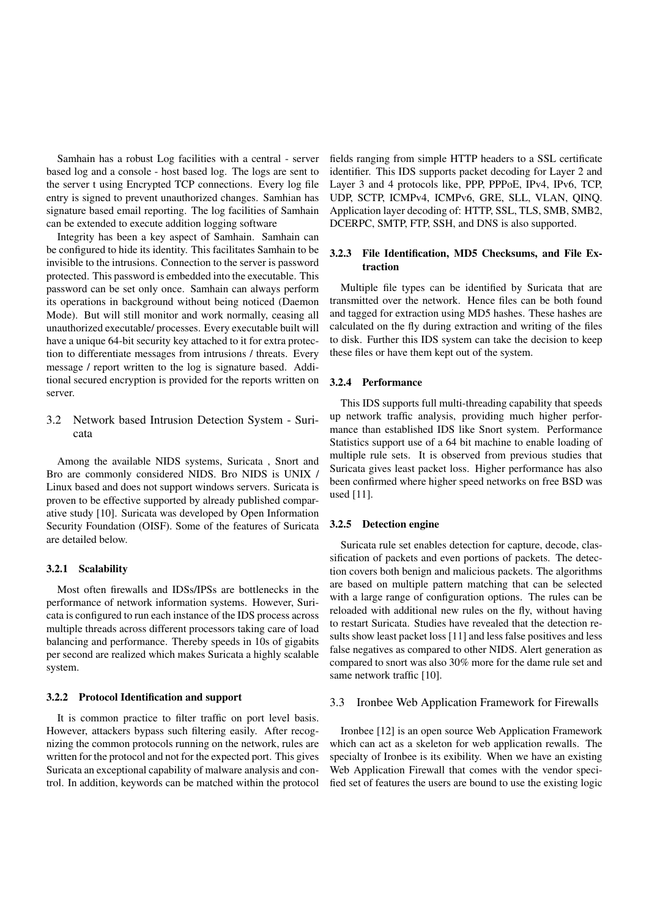Samhain has a robust Log facilities with a central - server based log and a console - host based log. The logs are sent to the server t using Encrypted TCP connections. Every log file entry is signed to prevent unauthorized changes. Samhian has signature based email reporting. The log facilities of Samhain can be extended to execute addition logging software

Integrity has been a key aspect of Samhain. Samhain can be configured to hide its identity. This facilitates Samhain to be invisible to the intrusions. Connection to the server is password protected. This password is embedded into the executable. This password can be set only once. Samhain can always perform its operations in background without being noticed (Daemon Mode). But will still monitor and work normally, ceasing all unauthorized executable/ processes. Every executable built will have a unique 64-bit security key attached to it for extra protection to differentiate messages from intrusions / threats. Every message / report written to the log is signature based. Additional secured encryption is provided for the reports written on server.

## 3.2 Network based Intrusion Detection System - Suricata

Among the available NIDS systems, Suricata , Snort and Bro are commonly considered NIDS. Bro NIDS is UNIX / Linux based and does not support windows servers. Suricata is proven to be effective supported by already published comparative study [10]. Suricata was developed by Open Information Security Foundation (OISF). Some of the features of Suricata are detailed below.

### 3.2.1 Scalability

Most often firewalls and IDSs/IPSs are bottlenecks in the performance of network information systems. However, Suricata is configured to run each instance of the IDS process across multiple threads across different processors taking care of load balancing and performance. Thereby speeds in 10s of gigabits per second are realized which makes Suricata a highly scalable system.

### 3.2.2 Protocol Identification and support

It is common practice to filter traffic on port level basis. However, attackers bypass such filtering easily. After recognizing the common protocols running on the network, rules are written for the protocol and not for the expected port. This gives Suricata an exceptional capability of malware analysis and control. In addition, keywords can be matched within the protocol fields ranging from simple HTTP headers to a SSL certificate identifier. This IDS supports packet decoding for Layer 2 and Layer 3 and 4 protocols like, PPP, PPPoE, IPv4, IPv6, TCP, UDP, SCTP, ICMPv4, ICMPv6, GRE, SLL, VLAN, QINQ. Application layer decoding of: HTTP, SSL, TLS, SMB, SMB2, DCERPC, SMTP, FTP, SSH, and DNS is also supported.

### 3.2.3 File Identification, MD5 Checksums, and File Extraction

Multiple file types can be identified by Suricata that are transmitted over the network. Hence files can be both found and tagged for extraction using MD5 hashes. These hashes are calculated on the fly during extraction and writing of the files to disk. Further this IDS system can take the decision to keep these files or have them kept out of the system.

### 3.2.4 Performance

This IDS supports full multi-threading capability that speeds up network traffic analysis, providing much higher performance than established IDS like Snort system. Performance Statistics support use of a 64 bit machine to enable loading of multiple rule sets. It is observed from previous studies that Suricata gives least packet loss. Higher performance has also been confirmed where higher speed networks on free BSD was used [11].

### 3.2.5 Detection engine

Suricata rule set enables detection for capture, decode, classification of packets and even portions of packets. The detection covers both benign and malicious packets. The algorithms are based on multiple pattern matching that can be selected with a large range of configuration options. The rules can be reloaded with additional new rules on the fly, without having to restart Suricata. Studies have revealed that the detection results show least packet loss [11] and less false positives and less false negatives as compared to other NIDS. Alert generation as compared to snort was also 30% more for the dame rule set and same network traffic [10].

## 3.3 Ironbee Web Application Framework for Firewalls

Ironbee [12] is an open source Web Application Framework which can act as a skeleton for web application rewalls. The specialty of Ironbee is its exibility. When we have an existing Web Application Firewall that comes with the vendor specified set of features the users are bound to use the existing logic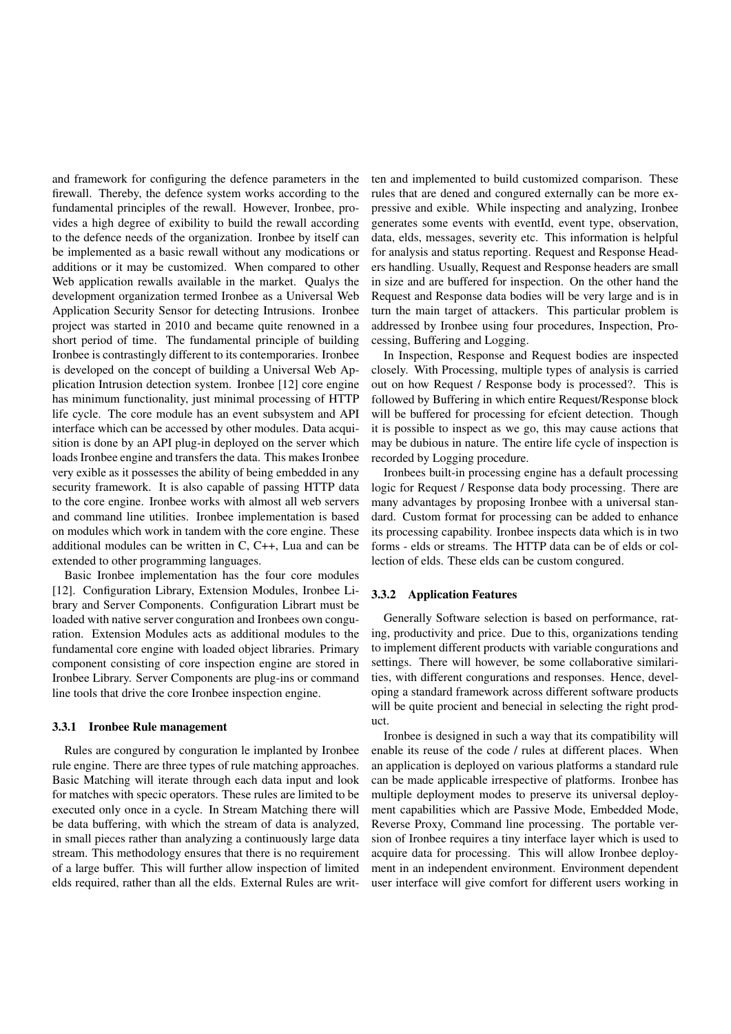and framework for configuring the defence parameters in the firewall. Thereby, the defence system works according to the fundamental principles of the rewall. However, Ironbee, provides a high degree of exibility to build the rewall according to the defence needs of the organization. Ironbee by itself can be implemented as a basic rewall without any modications or additions or it may be customized. When compared to other Web application rewalls available in the market. Qualys the development organization termed Ironbee as a Universal Web Application Security Sensor for detecting Intrusions. Ironbee project was started in 2010 and became quite renowned in a short period of time. The fundamental principle of building Ironbee is contrastingly different to its contemporaries. Ironbee is developed on the concept of building a Universal Web Application Intrusion detection system. Ironbee [12] core engine has minimum functionality, just minimal processing of HTTP life cycle. The core module has an event subsystem and API interface which can be accessed by other modules. Data acquisition is done by an API plug-in deployed on the server which loads Ironbee engine and transfers the data. This makes Ironbee very exible as it possesses the ability of being embedded in any security framework. It is also capable of passing HTTP data to the core engine. Ironbee works with almost all web servers and command line utilities. Ironbee implementation is based on modules which work in tandem with the core engine. These additional modules can be written in C, C++, Lua and can be extended to other programming languages.

Basic Ironbee implementation has the four core modules [12]. Configuration Library, Extension Modules, Ironbee Library and Server Components. Configuration Librart must be loaded with native server conguration and Ironbees own conguration. Extension Modules acts as additional modules to the fundamental core engine with loaded object libraries. Primary component consisting of core inspection engine are stored in Ironbee Library. Server Components are plug-ins or command line tools that drive the core Ironbee inspection engine.

### 3.3.1 Ironbee Rule management

Rules are congured by conguration le implanted by Ironbee rule engine. There are three types of rule matching approaches. Basic Matching will iterate through each data input and look for matches with specic operators. These rules are limited to be executed only once in a cycle. In Stream Matching there will be data buffering, with which the stream of data is analyzed, in small pieces rather than analyzing a continuously large data stream. This methodology ensures that there is no requirement of a large buffer. This will further allow inspection of limited elds required, rather than all the elds. External Rules are written and implemented to build customized comparison. These rules that are dened and congured externally can be more expressive and exible. While inspecting and analyzing, Ironbee generates some events with eventId, event type, observation, data, elds, messages, severity etc. This information is helpful for analysis and status reporting. Request and Response Headers handling. Usually, Request and Response headers are small in size and are buffered for inspection. On the other hand the Request and Response data bodies will be very large and is in turn the main target of attackers. This particular problem is addressed by Ironbee using four procedures, Inspection, Processing, Buffering and Logging.

In Inspection, Response and Request bodies are inspected closely. With Processing, multiple types of analysis is carried out on how Request / Response body is processed?. This is followed by Buffering in which entire Request/Response block will be buffered for processing for efcient detection. Though it is possible to inspect as we go, this may cause actions that may be dubious in nature. The entire life cycle of inspection is recorded by Logging procedure.

Ironbees built-in processing engine has a default processing logic for Request / Response data body processing. There are many advantages by proposing Ironbee with a universal standard. Custom format for processing can be added to enhance its processing capability. Ironbee inspects data which is in two forms - elds or streams. The HTTP data can be of elds or collection of elds. These elds can be custom congured.

### 3.3.2 Application Features

Generally Software selection is based on performance, rating, productivity and price. Due to this, organizations tending to implement different products with variable congurations and settings. There will however, be some collaborative similarities, with different congurations and responses. Hence, developing a standard framework across different software products will be quite procient and benecial in selecting the right product.

Ironbee is designed in such a way that its compatibility will enable its reuse of the code / rules at different places. When an application is deployed on various platforms a standard rule can be made applicable irrespective of platforms. Ironbee has multiple deployment modes to preserve its universal deployment capabilities which are Passive Mode, Embedded Mode, Reverse Proxy, Command line processing. The portable version of Ironbee requires a tiny interface layer which is used to acquire data for processing. This will allow Ironbee deployment in an independent environment. Environment dependent user interface will give comfort for different users working in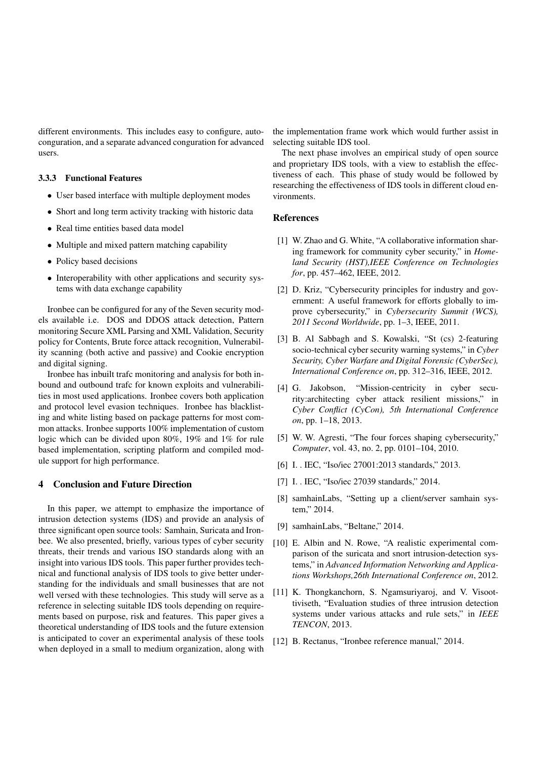different environments. This includes easy to configure, autoconguration, and a separate advanced conguration for advanced users.

### 3.3.3 Functional Features

- User based interface with multiple deployment modes
- Short and long term activity tracking with historic data
- Real time entities based data model
- Multiple and mixed pattern matching capability
- Policy based decisions
- Interoperability with other applications and security systems with data exchange capability

Ironbee can be configured for any of the Seven security models available i.e. DOS and DDOS attack detection, Pattern monitoring Secure XML Parsing and XML Validation, Security policy for Contents, Brute force attack recognition, Vulnerability scanning (both active and passive) and Cookie encryption and digital signing.

Ironbee has inbuilt trafc monitoring and analysis for both inbound and outbound trafc for known exploits and vulnerabilities in most used applications. Ironbee covers both application and protocol level evasion techniques. Ironbee has blacklisting and white listing based on package patterns for most common attacks. Ironbee supports 100% implementation of custom logic which can be divided upon 80%, 19% and 1% for rule based implementation, scripting platform and compiled module support for high performance.

## 4 Conclusion and Future Direction

In this paper, we attempt to emphasize the importance of intrusion detection systems (IDS) and provide an analysis of three significant open source tools: Samhain, Suricata and Ironbee. We also presented, briefly, various types of cyber security threats, their trends and various ISO standards along with an insight into various IDS tools. This paper further provides technical and functional analysis of IDS tools to give better understanding for the individuals and small businesses that are not well versed with these technologies. This study will serve as a reference in selecting suitable IDS tools depending on requirements based on purpose, risk and features. This paper gives a theoretical understanding of IDS tools and the future extension is anticipated to cover an experimental analysis of these tools when deployed in a small to medium organization, along with the implementation frame work which would further assist in selecting suitable IDS tool.

The next phase involves an empirical study of open source and proprietary IDS tools, with a view to establish the effectiveness of each. This phase of study would be followed by researching the effectiveness of IDS tools in different cloud environments.

## References

[1] W. Zhao and G. White, "A collaborative information sharing framework for community cyber security," in *Homeland Security (HST),IEEE Conference on Technologies for*, pp. 457–462, IEEE, 2012.

[2] D. Kriz, "Cybersecurity principles for industry and government: A useful framework for efforts globally to improve cybersecurity," in *Cybersecurity Summit (WCS), 2011 Second Worldwide*, pp. 1–3, IEEE, 2011.

[3] B. Al Sabbagh and S. Kowalski, "St (cs) 2-featuring socio-technical cyber security warning systems," in *Cyber Security, Cyber Warfare and Digital Forensic (CyberSec), International Conference on*, pp. 312–316, IEEE, 2012.

[4] G. Jakobson, "Mission-centricity in cyber security:architecting cyber attack resilient missions," in *Cyber Conflict (CyCon), 5th International Conference on*, pp. 1–18, 2013.

[5] W. W. Agresti, "The four forces shaping cybersecurity," *Computer*, vol. 43, no. 2, pp. 0101–104, 2010.

[6] I. . IEC, "Iso/iec 27001:2013 standards," 2013.

[7] I. . IEC, "Iso/iec 27039 standards," 2014.

[8] samhainLabs, "Setting up a client/server samhain system," 2014.

[9] samhainLabs, "Beltane," 2014.

[10] E. Albin and N. Rowe, "A realistic experimental comparison of the suricata and snort intrusion-detection systems," in *Advanced Information Networking and Applications Workshops,26th International Conference on*, 2012.

[11] K. Thongkanchorn, S. Ngamsuriyaroj, and V. Visoottiviseth, "Evaluation studies of three intrusion detection systems under various attacks and rule sets," in *IEEE TENCON*, 2013.

[12] B. Rectanus, "Ironbee reference manual," 2014.